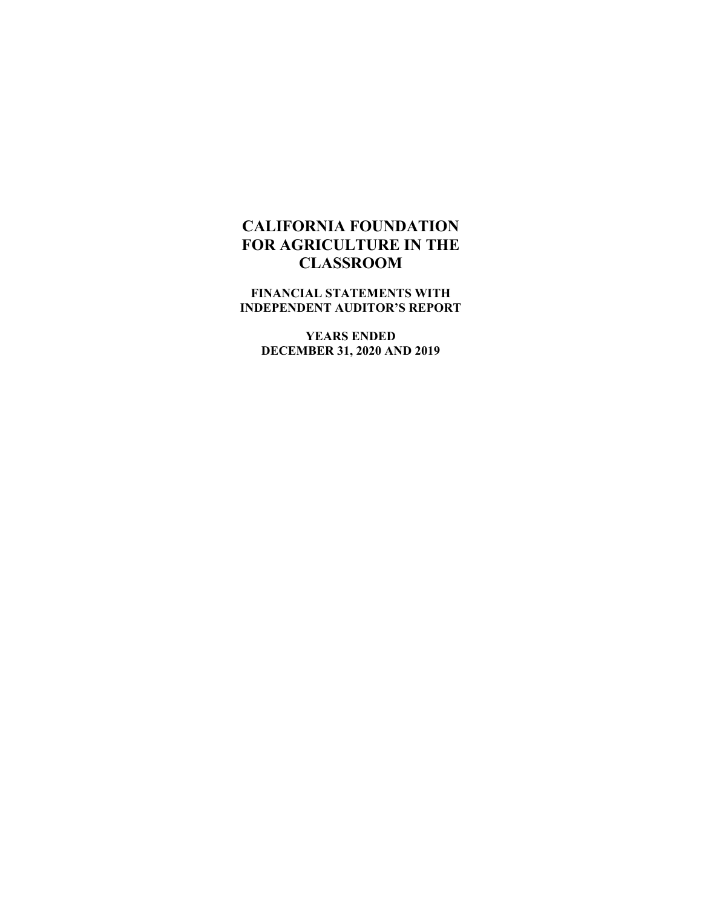# CALIFORNIA FOUNDATION FOR AGRICULTURE IN THE CLASSROOM

**FINANCIAL STATEMENTS WITH INDEPENDENT AUDITOR'S REPORT**

**YEARS ENDED DECEMBER 31, 2020 AND 2019**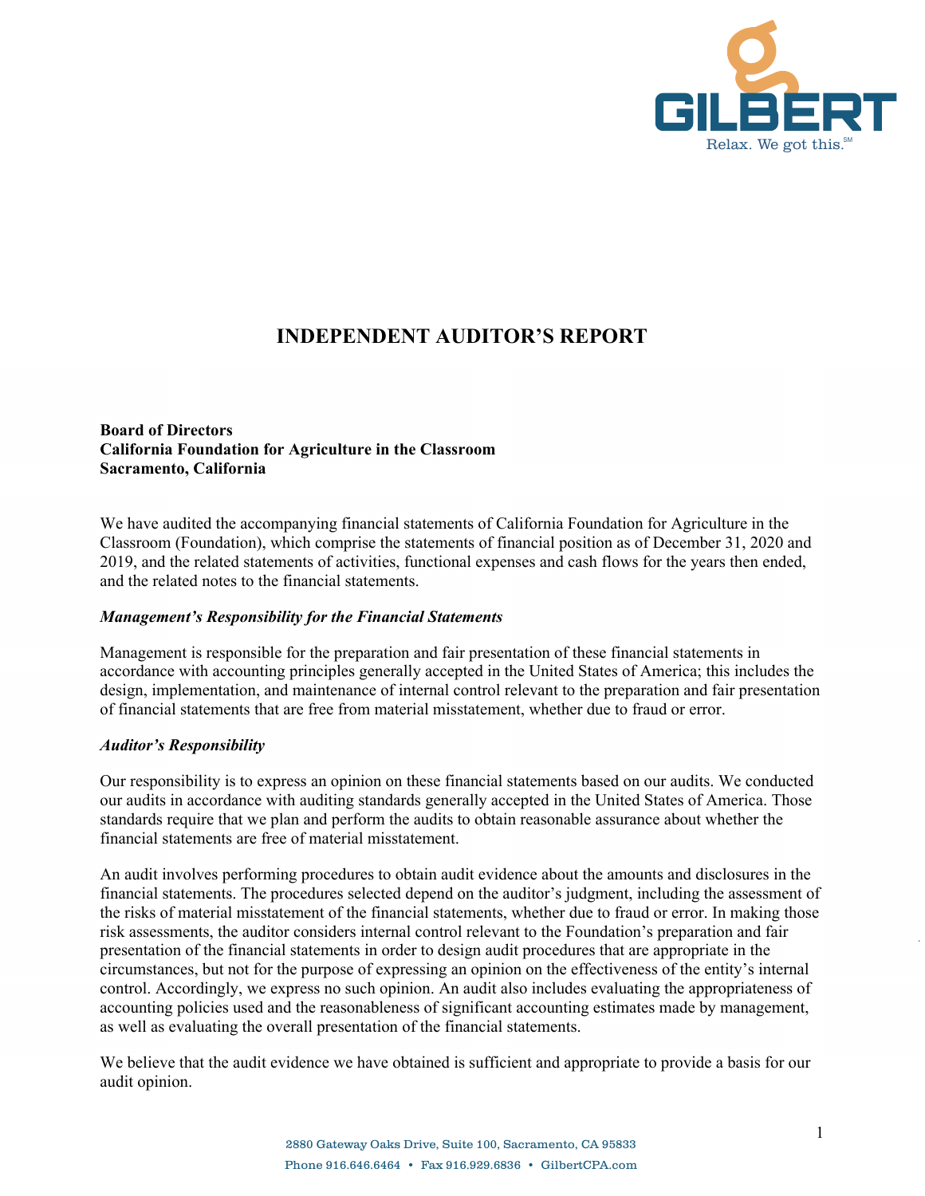# INDEPENDENT AUDITOR'S REPORT

**Board of Directors**
**California Foundation for Agriculture in the Classroom**
**Sacramento, California**

We have audited the accompanying financial statements of California Foundation for Agriculture in the Classroom (Foundation), which comprise the statements of financial position as of December 31, 2020 and 2019, and the related statements of activities, functional expenses and cash flows for the years then ended, and the related notes to the financial statements.

***Management's Responsibility for the Financial Statements***

Management is responsible for the preparation and fair presentation of these financial statements in accordance with accounting principles generally accepted in the United States of America; this includes the design, implementation, and maintenance of internal control relevant to the preparation and fair presentation of financial statements that are free from material misstatement, whether due to fraud or error.

***Auditor's Responsibility***

Our responsibility is to express an opinion on these financial statements based on our audits. We conducted our audits in accordance with auditing standards generally accepted in the United States of America. Those standards require that we plan and perform the audits to obtain reasonable assurance about whether the financial statements are free of material misstatement.

An audit involves performing procedures to obtain audit evidence about the amounts and disclosures in the financial statements. The procedures selected depend on the auditor's judgment, including the assessment of the risks of material misstatement of the financial statements, whether due to fraud or error. In making those risk assessments, the auditor considers internal control relevant to the Foundation's preparation and fair presentation of the financial statements in order to design audit procedures that are appropriate in the circumstances, but not for the purpose of expressing an opinion on the effectiveness of the entity's internal control. Accordingly, we express no such opinion. An audit also includes evaluating the appropriateness of accounting policies used and the reasonableness of significant accounting estimates made by management, as well as evaluating the overall presentation of the financial statements.

We believe that the audit evidence we have obtained is sufficient and appropriate to provide a basis for our audit opinion.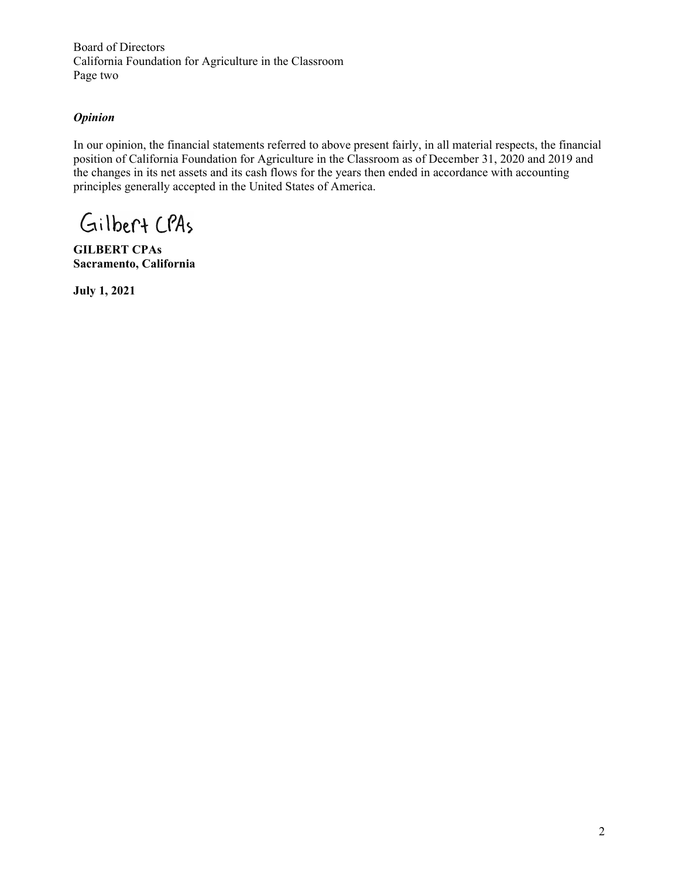Board of Directors
California Foundation for Agriculture in the Classroom
Page two

***Opinion***

In our opinion, the financial statements referred to above present fairly, in all material respects, the financial position of California Foundation for Agriculture in the Classroom as of December 31, 2020 and 2019 and the changes in its net assets and its cash flows for the years then ended in accordance with accounting principles generally accepted in the United States of America.

Gilbert CPAs

**GILBERT CPAs**
**Sacramento, California**

**July 1, 2021**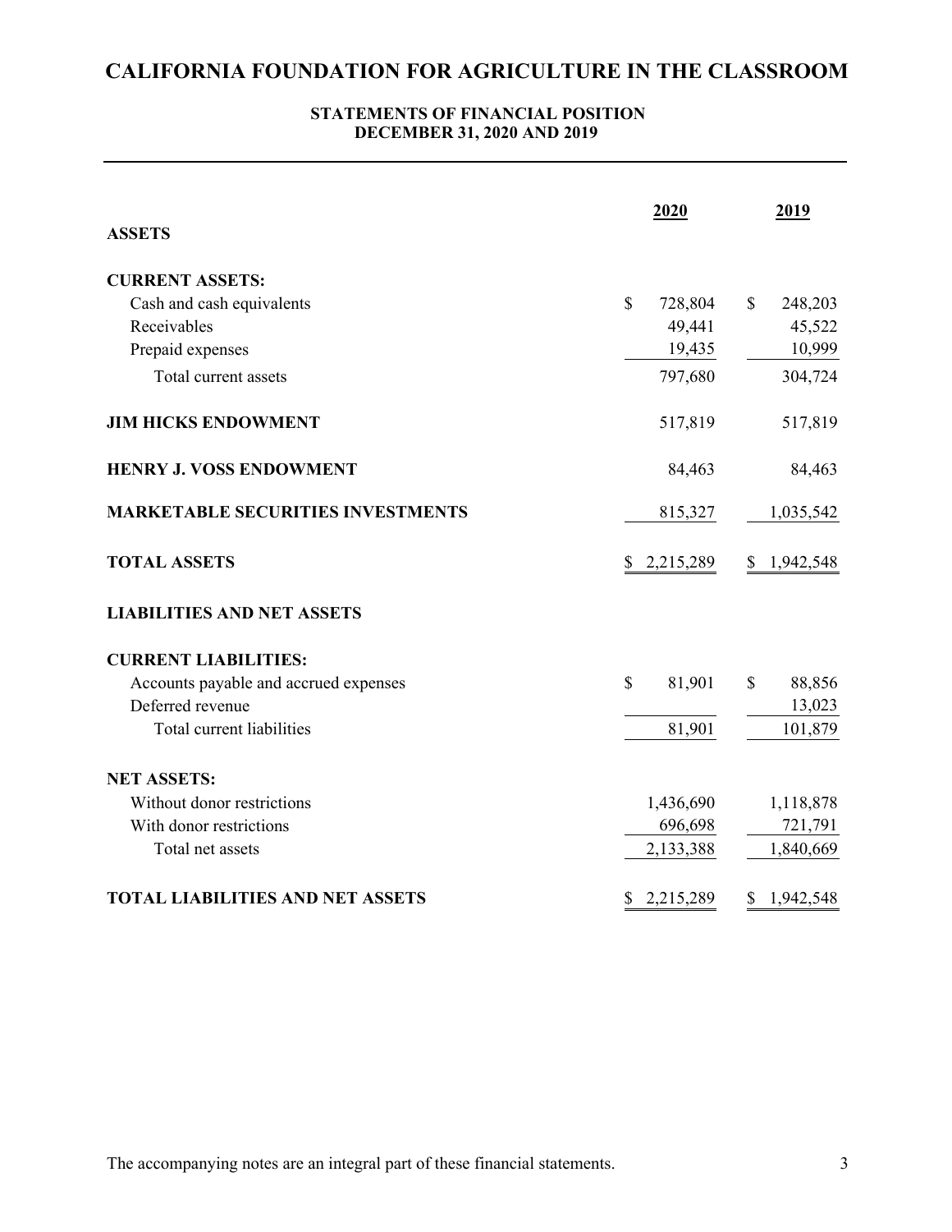# CALIFORNIA FOUNDATION FOR AGRICULTURE IN THE CLASSROOM

## STATEMENTS OF FINANCIAL POSITION
## DECEMBER 31, 2020 AND 2019

| | 2020 | 2019 |
|---|---|---|
| **ASSETS** | | |
| **CURRENT ASSETS:** | | |
| Cash and cash equivalents | $ 728,804 | $ 248,203 |
| Receivables | 49,441 | 45,522 |
| Prepaid expenses | 19,435 | 10,999 |
| Total current assets | 797,680 | 304,724 |
| **JIM HICKS ENDOWMENT** | 517,819 | 517,819 |
| **HENRY J. VOSS ENDOWMENT** | 84,463 | 84,463 |
| **MARKETABLE SECURITIES INVESTMENTS** | 815,327 | 1,035,542 |
| **TOTAL ASSETS** | $ 2,215,289 | $ 1,942,548 |
| **LIABILITIES AND NET ASSETS** | | |
| **CURRENT LIABILITIES:** | | |
| Accounts payable and accrued expenses | $ 81,901 | $ 88,856 |
| Deferred revenue | | 13,023 |
| Total current liabilities | 81,901 | 101,879 |
| **NET ASSETS:** | | |
| Without donor restrictions | 1,436,690 | 1,118,878 |
| With donor restrictions | 696,698 | 721,791 |
| Total net assets | 2,133,388 | 1,840,669 |
| **TOTAL LIABILITIES AND NET ASSETS** | $ 2,215,289 | $ 1,942,548 |

The accompanying notes are an integral part of these financial statements.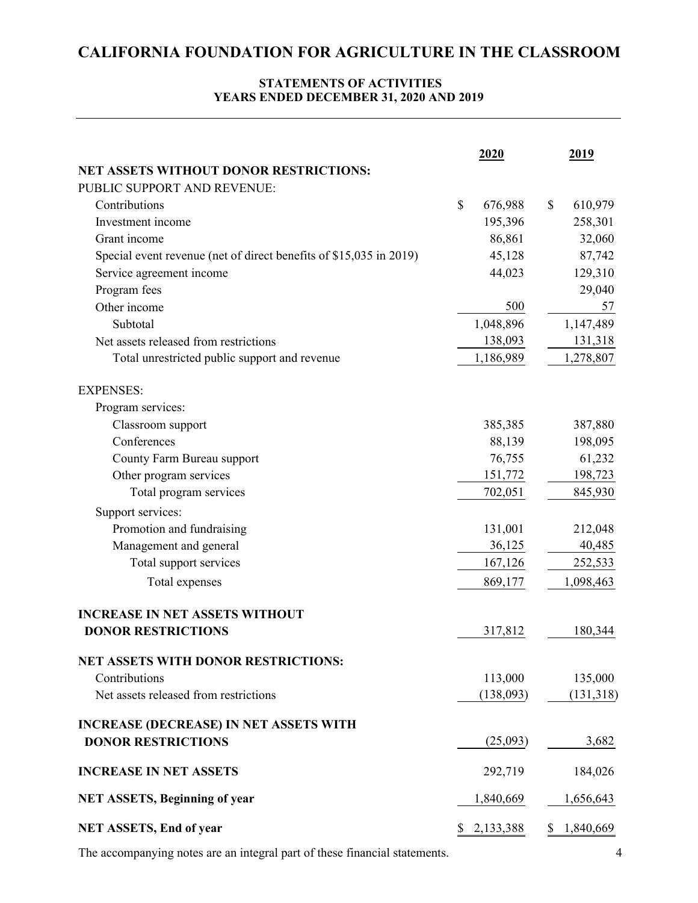# CALIFORNIA FOUNDATION FOR AGRICULTURE IN THE CLASSROOM

### STATEMENTS OF ACTIVITIES
### YEARS ENDED DECEMBER 31, 2020 AND 2019

| | 2020 | 2019 |
|---|---|---|
| **NET ASSETS WITHOUT DONOR RESTRICTIONS:** | | |
| PUBLIC SUPPORT AND REVENUE: | | |
| Contributions | $ 676,988 | $ 610,979 |
| Investment income | 195,396 | 258,301 |
| Grant income | 86,861 | 32,060 |
| Special event revenue (net of direct benefits of $15,035 in 2019) | 45,128 | 87,742 |
| Service agreement income | 44,023 | 129,310 |
| Program fees | | 29,040 |
| Other income | 500 | 57 |
| Subtotal | 1,048,896 | 1,147,489 |
| Net assets released from restrictions | 138,093 | 131,318 |
| Total unrestricted public support and revenue | 1,186,989 | 1,278,807 |
| EXPENSES: | | |
| Program services: | | |
| Classroom support | 385,385 | 387,880 |
| Conferences | 88,139 | 198,095 |
| County Farm Bureau support | 76,755 | 61,232 |
| Other program services | 151,772 | 198,723 |
| Total program services | 702,051 | 845,930 |
| Support services: | | |
| Promotion and fundraising | 131,001 | 212,048 |
| Management and general | 36,125 | 40,485 |
| Total support services | 167,126 | 252,533 |
| Total expenses | 869,177 | 1,098,463 |
| **INCREASE IN NET ASSETS WITHOUT DONOR RESTRICTIONS** | 317,812 | 180,344 |
| **NET ASSETS WITH DONOR RESTRICTIONS:** | | |
| Contributions | 113,000 | 135,000 |
| Net assets released from restrictions | (138,093) | (131,318) |
| **INCREASE (DECREASE) IN NET ASSETS WITH DONOR RESTRICTIONS** | (25,093) | 3,682 |
| **INCREASE IN NET ASSETS** | 292,719 | 184,026 |
| **NET ASSETS, Beginning of year** | 1,840,669 | 1,656,643 |
| **NET ASSETS, End of year** | $ 2,133,388 | $ 1,840,669 |

The accompanying notes are an integral part of these financial statements.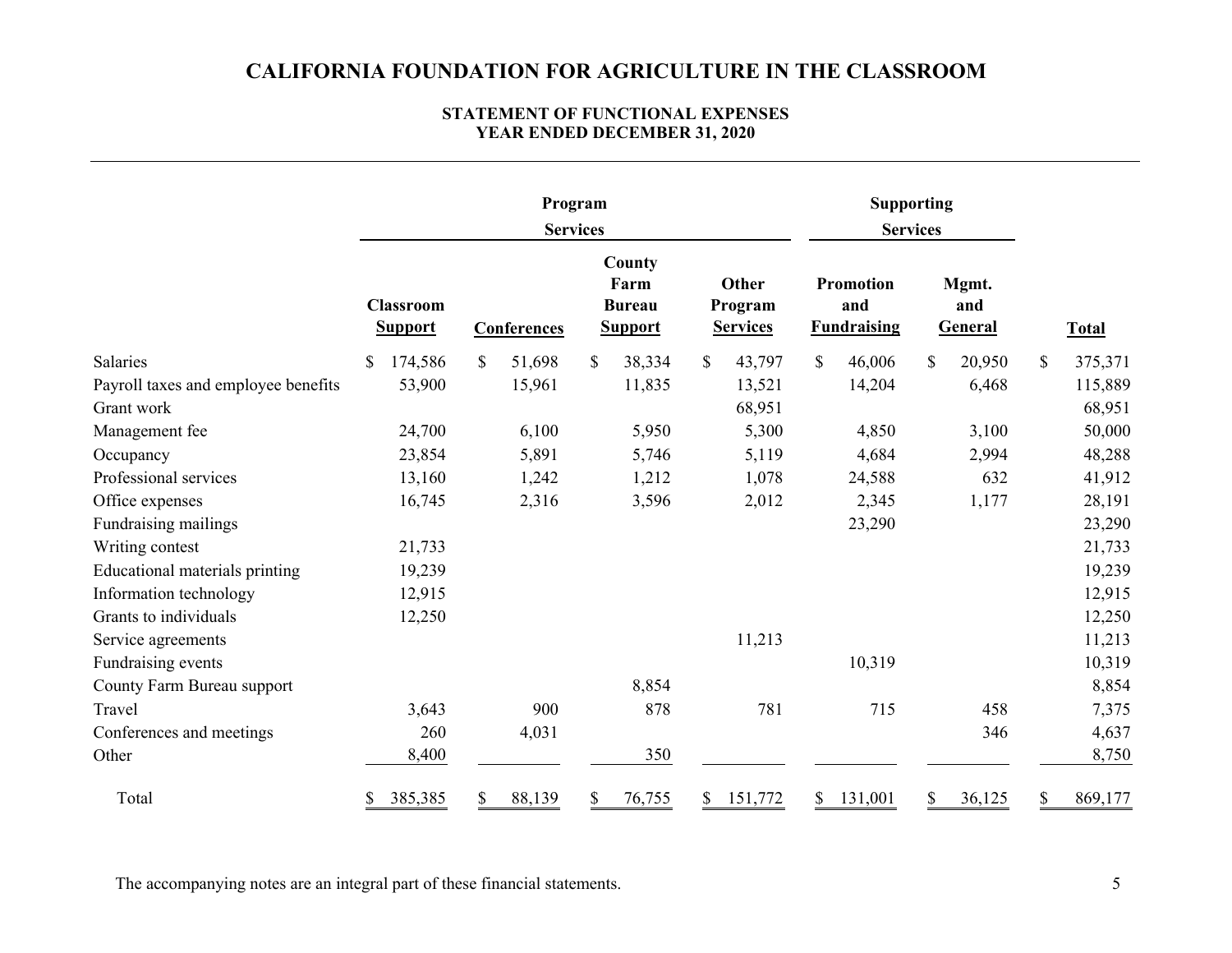# CALIFORNIA FOUNDATION FOR AGRICULTURE IN THE CLASSROOM

## STATEMENT OF FUNCTIONAL EXPENSES
## YEAR ENDED DECEMBER 31, 2020

| | Program Services | | | | Supporting Services | | |
|---|---|---|---|---|---|---|---|
| | Classroom Support | Conferences | County Farm Bureau Support | Other Program Services | Promotion and Fundraising | Mgmt. and General | Total |
| Salaries | $ 174,586 | $ 51,698 | $ 38,334 | $ 43,797 | $ 46,006 | $ 20,950 | $ 375,371 |
| Payroll taxes and employee benefits | 53,900 | 15,961 | 11,835 | 13,521 | 14,204 | 6,468 | 115,889 |
| Grant work | | | | 68,951 | | | 68,951 |
| Management fee | 24,700 | 6,100 | 5,950 | 5,300 | 4,850 | 3,100 | 50,000 |
| Occupancy | 23,854 | 5,891 | 5,746 | 5,119 | 4,684 | 2,994 | 48,288 |
| Professional services | 13,160 | 1,242 | 1,212 | 1,078 | 24,588 | 632 | 41,912 |
| Office expenses | 16,745 | 2,316 | 3,596 | 2,012 | 2,345 | 1,177 | 28,191 |
| Fundraising mailings | | | | | 23,290 | | 23,290 |
| Writing contest | 21,733 | | | | | | 21,733 |
| Educational materials printing | 19,239 | | | | | | 19,239 |
| Information technology | 12,915 | | | | | | 12,915 |
| Grants to individuals | 12,250 | | | | | | 12,250 |
| Service agreements | | | | 11,213 | | | 11,213 |
| Fundraising events | | | | | 10,319 | | 10,319 |
| County Farm Bureau support | | | 8,854 | | | | 8,854 |
| Travel | 3,643 | 900 | 878 | 781 | 715 | 458 | 7,375 |
| Conferences and meetings | 260 | 4,031 | | | | 346 | 4,637 |
| Other | 8,400 | | 350 | | | | 8,750 |
| Total | $ 385,385 | $ 88,139 | $ 76,755 | $ 151,772 | $ 131,001 | $ 36,125 | $ 869,177 |

The accompanying notes are an integral part of these financial statements.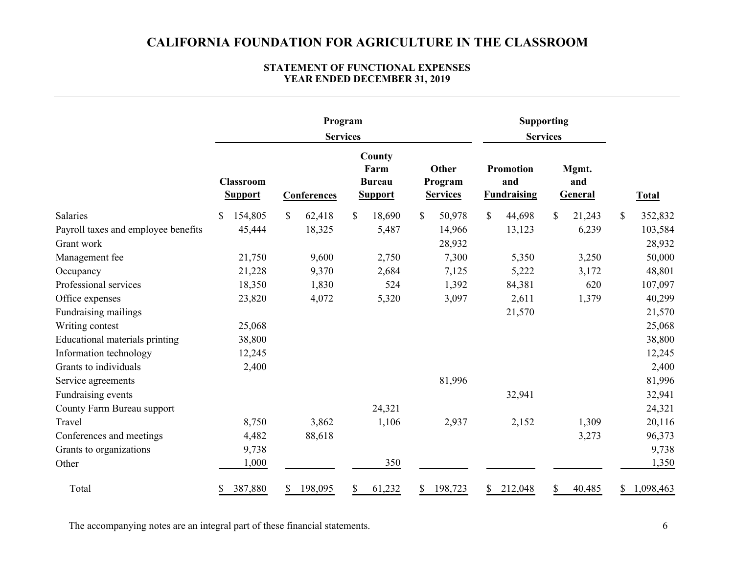# CALIFORNIA FOUNDATION FOR AGRICULTURE IN THE CLASSROOM

## STATEMENT OF FUNCTIONAL EXPENSES
## YEAR ENDED DECEMBER 31, 2019

| | Program Services | | | | Supporting Services | | |
|---|---|---|---|---|---|---|---|
| | Classroom Support | Conferences | County Farm Bureau Support | Other Program Services | Promotion and Fundraising | Mgmt. and General | Total |
| Salaries | $ 154,805 | $ 62,418 | $ 18,690 | $ 50,978 | $ 44,698 | $ 21,243 | $ 352,832 |
| Payroll taxes and employee benefits | 45,444 | 18,325 | 5,487 | 14,966 | 13,123 | 6,239 | 103,584 |
| Grant work | | | | 28,932 | | | 28,932 |
| Management fee | 21,750 | 9,600 | 2,750 | 7,300 | 5,350 | 3,250 | 50,000 |
| Occupancy | 21,228 | 9,370 | 2,684 | 7,125 | 5,222 | 3,172 | 48,801 |
| Professional services | 18,350 | 1,830 | 524 | 1,392 | 84,381 | 620 | 107,097 |
| Office expenses | 23,820 | 4,072 | 5,320 | 3,097 | 2,611 | 1,379 | 40,299 |
| Fundraising mailings | | | | | 21,570 | | 21,570 |
| Writing contest | 25,068 | | | | | | 25,068 |
| Educational materials printing | 38,800 | | | | | | 38,800 |
| Information technology | 12,245 | | | | | | 12,245 |
| Grants to individuals | 2,400 | | | | | | 2,400 |
| Service agreements | | | | 81,996 | | | 81,996 |
| Fundraising events | | | | | 32,941 | | 32,941 |
| County Farm Bureau support | | | 24,321 | | | | 24,321 |
| Travel | 8,750 | 3,862 | 1,106 | 2,937 | 2,152 | 1,309 | 20,116 |
| Conferences and meetings | 4,482 | 88,618 | | | | 3,273 | 96,373 |
| Grants to organizations | 9,738 | | | | | | 9,738 |
| Other | 1,000 | | 350 | | | | 1,350 |
| Total | $ 387,880 | $ 198,095 | $ 61,232 | $ 198,723 | $ 212,048 | $ 40,485 | $ 1,098,463 |

The accompanying notes are an integral part of these financial statements.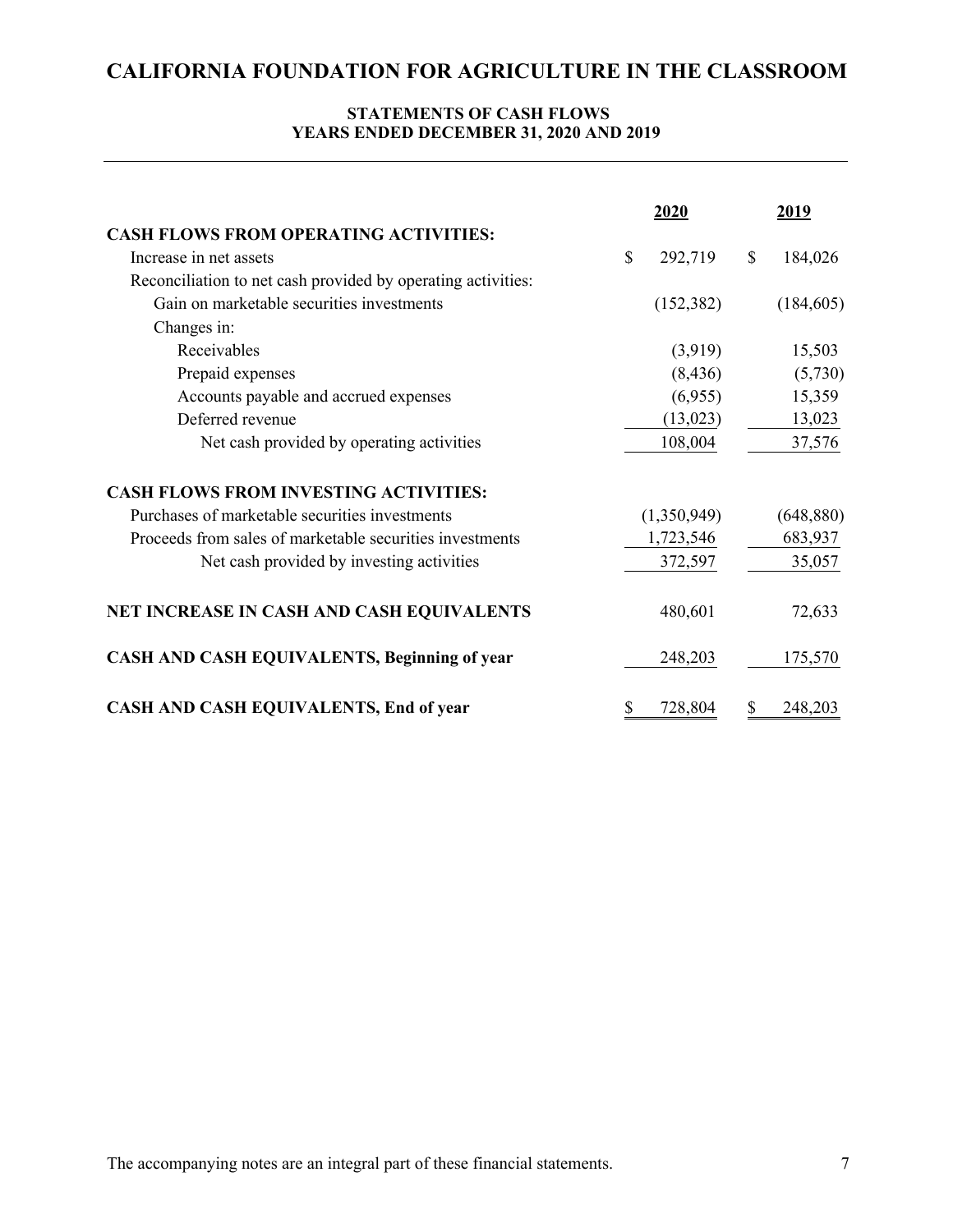# CALIFORNIA FOUNDATION FOR AGRICULTURE IN THE CLASSROOM

### STATEMENTS OF CASH FLOWS
### YEARS ENDED DECEMBER 31, 2020 AND 2019

| | 2020 | 2019 |
|---|---|---|
| **CASH FLOWS FROM OPERATING ACTIVITIES:** | | |
| Increase in net assets | $ 292,719 | $ 184,026 |
| Reconciliation to net cash provided by operating activities: | | |
| Gain on marketable securities investments | (152,382) | (184,605) |
| Changes in: | | |
| Receivables | (3,919) | 15,503 |
| Prepaid expenses | (8,436) | (5,730) |
| Accounts payable and accrued expenses | (6,955) | 15,359 |
| Deferred revenue | (13,023) | 13,023 |
| Net cash provided by operating activities | 108,004 | 37,576 |
| **CASH FLOWS FROM INVESTING ACTIVITIES:** | | |
| Purchases of marketable securities investments | (1,350,949) | (648,880) |
| Proceeds from sales of marketable securities investments | 1,723,546 | 683,937 |
| Net cash provided by investing activities | 372,597 | 35,057 |
| **NET INCREASE IN CASH AND CASH EQUIVALENTS** | 480,601 | 72,633 |
| **CASH AND CASH EQUIVALENTS, Beginning of year** | 248,203 | 175,570 |
| **CASH AND CASH EQUIVALENTS, End of year** | $ 728,804 | $ 248,203 |

The accompanying notes are an integral part of these financial statements.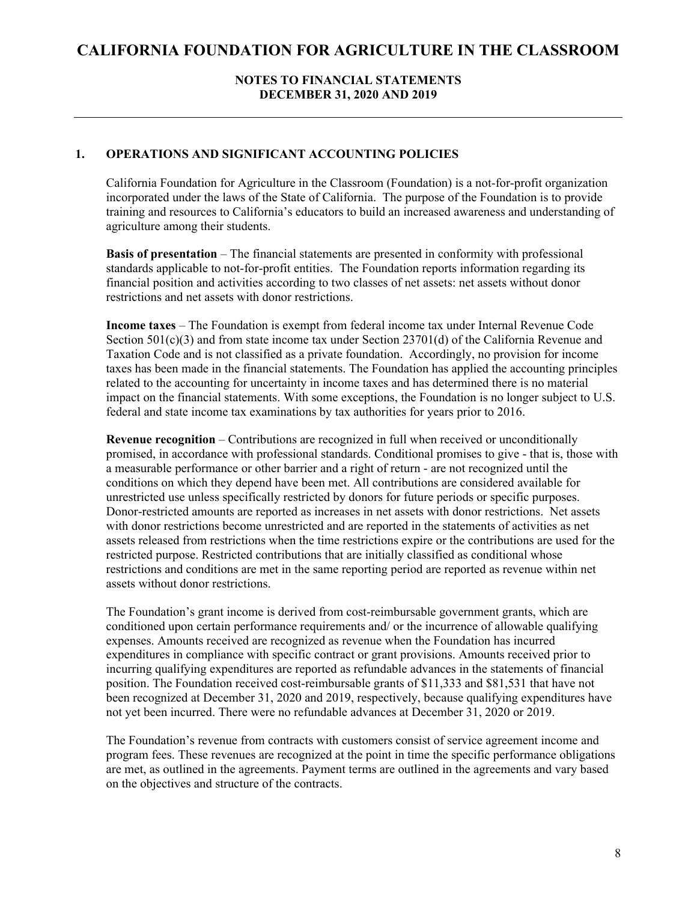# CALIFORNIA FOUNDATION FOR AGRICULTURE IN THE CLASSROOM

**NOTES TO FINANCIAL STATEMENTS**
**DECEMBER 31, 2020 AND 2019**

## 1. OPERATIONS AND SIGNIFICANT ACCOUNTING POLICIES

California Foundation for Agriculture in the Classroom (Foundation) is a not-for-profit organization incorporated under the laws of the State of California. The purpose of the Foundation is to provide training and resources to California's educators to build an increased awareness and understanding of agriculture among their students.

**Basis of presentation** – The financial statements are presented in conformity with professional standards applicable to not-for-profit entities. The Foundation reports information regarding its financial position and activities according to two classes of net assets: net assets without donor restrictions and net assets with donor restrictions.

**Income taxes** – The Foundation is exempt from federal income tax under Internal Revenue Code Section 501(c)(3) and from state income tax under Section 23701(d) of the California Revenue and Taxation Code and is not classified as a private foundation. Accordingly, no provision for income taxes has been made in the financial statements. The Foundation has applied the accounting principles related to the accounting for uncertainty in income taxes and has determined there is no material impact on the financial statements. With some exceptions, the Foundation is no longer subject to U.S. federal and state income tax examinations by tax authorities for years prior to 2016.

**Revenue recognition** – Contributions are recognized in full when received or unconditionally promised, in accordance with professional standards. Conditional promises to give - that is, those with a measurable performance or other barrier and a right of return - are not recognized until the conditions on which they depend have been met. All contributions are considered available for unrestricted use unless specifically restricted by donors for future periods or specific purposes. Donor-restricted amounts are reported as increases in net assets with donor restrictions. Net assets with donor restrictions become unrestricted and are reported in the statements of activities as net assets released from restrictions when the time restrictions expire or the contributions are used for the restricted purpose. Restricted contributions that are initially classified as conditional whose restrictions and conditions are met in the same reporting period are reported as revenue within net assets without donor restrictions.

The Foundation's grant income is derived from cost-reimbursable government grants, which are conditioned upon certain performance requirements and/ or the incurrence of allowable qualifying expenses. Amounts received are recognized as revenue when the Foundation has incurred expenditures in compliance with specific contract or grant provisions. Amounts received prior to incurring qualifying expenditures are reported as refundable advances in the statements of financial position. The Foundation received cost-reimbursable grants of $11,333 and $81,531 that have not been recognized at December 31, 2020 and 2019, respectively, because qualifying expenditures have not yet been incurred. There were no refundable advances at December 31, 2020 or 2019.

The Foundation's revenue from contracts with customers consist of service agreement income and program fees. These revenues are recognized at the point in time the specific performance obligations are met, as outlined in the agreements. Payment terms are outlined in the agreements and vary based on the objectives and structure of the contracts.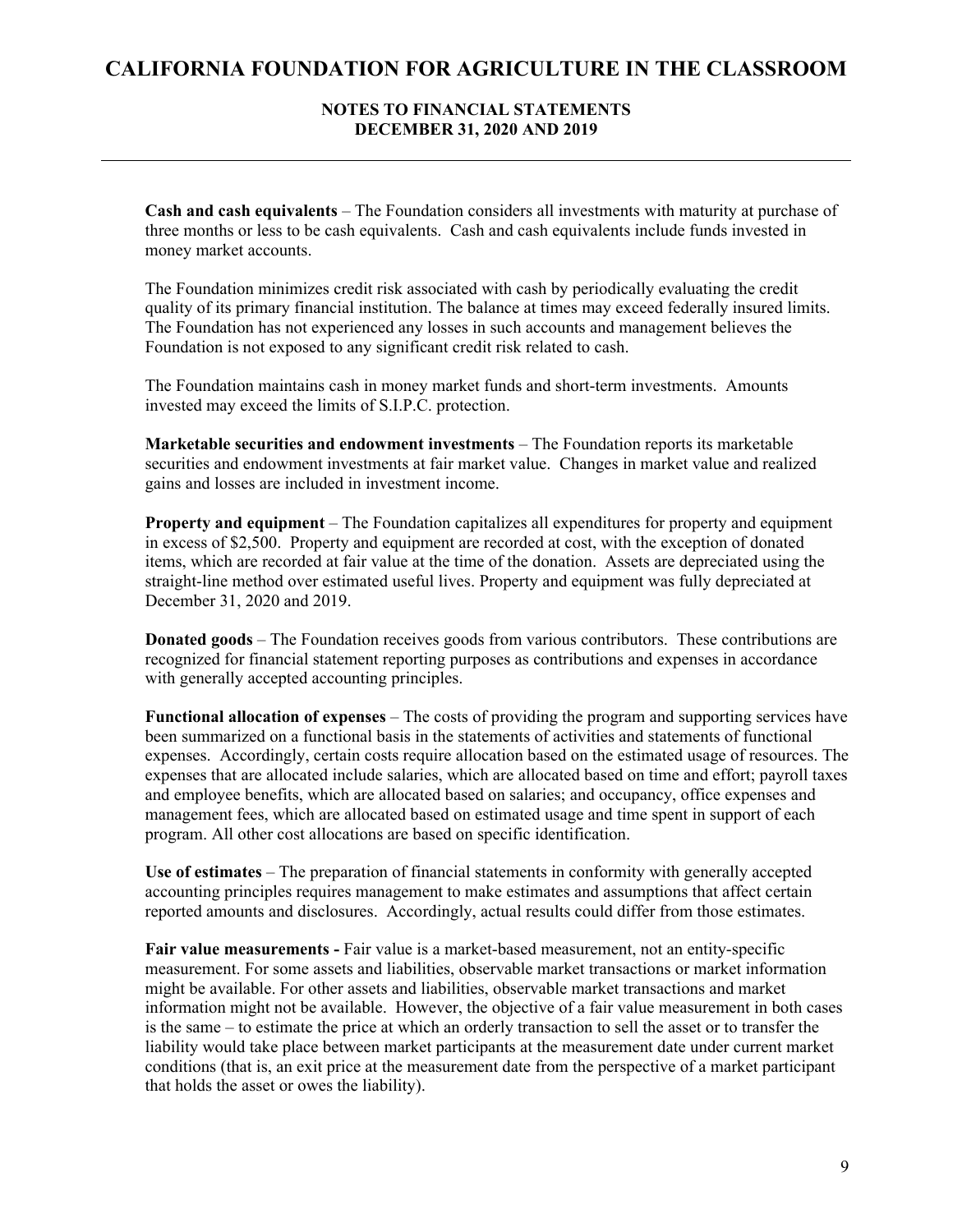**Cash and cash equivalents** – The Foundation considers all investments with maturity at purchase of three months or less to be cash equivalents. Cash and cash equivalents include funds invested in money market accounts.

The Foundation minimizes credit risk associated with cash by periodically evaluating the credit quality of its primary financial institution. The balance at times may exceed federally insured limits. The Foundation has not experienced any losses in such accounts and management believes the Foundation is not exposed to any significant credit risk related to cash.

The Foundation maintains cash in money market funds and short-term investments. Amounts invested may exceed the limits of S.I.P.C. protection.

**Marketable securities and endowment investments** – The Foundation reports its marketable securities and endowment investments at fair market value. Changes in market value and realized gains and losses are included in investment income.

**Property and equipment** – The Foundation capitalizes all expenditures for property and equipment in excess of $2,500. Property and equipment are recorded at cost, with the exception of donated items, which are recorded at fair value at the time of the donation. Assets are depreciated using the straight-line method over estimated useful lives. Property and equipment was fully depreciated at December 31, 2020 and 2019.

**Donated goods** – The Foundation receives goods from various contributors. These contributions are recognized for financial statement reporting purposes as contributions and expenses in accordance with generally accepted accounting principles.

**Functional allocation of expenses** – The costs of providing the program and supporting services have been summarized on a functional basis in the statements of activities and statements of functional expenses. Accordingly, certain costs require allocation based on the estimated usage of resources. The expenses that are allocated include salaries, which are allocated based on time and effort; payroll taxes and employee benefits, which are allocated based on salaries; and occupancy, office expenses and management fees, which are allocated based on estimated usage and time spent in support of each program. All other cost allocations are based on specific identification.

**Use of estimates** – The preparation of financial statements in conformity with generally accepted accounting principles requires management to make estimates and assumptions that affect certain reported amounts and disclosures. Accordingly, actual results could differ from those estimates.

**Fair value measurements -** Fair value is a market-based measurement, not an entity-specific measurement. For some assets and liabilities, observable market transactions or market information might be available. For other assets and liabilities, observable market transactions and market information might not be available. However, the objective of a fair value measurement in both cases is the same – to estimate the price at which an orderly transaction to sell the asset or to transfer the liability would take place between market participants at the measurement date under current market conditions (that is, an exit price at the measurement date from the perspective of a market participant that holds the asset or owes the liability).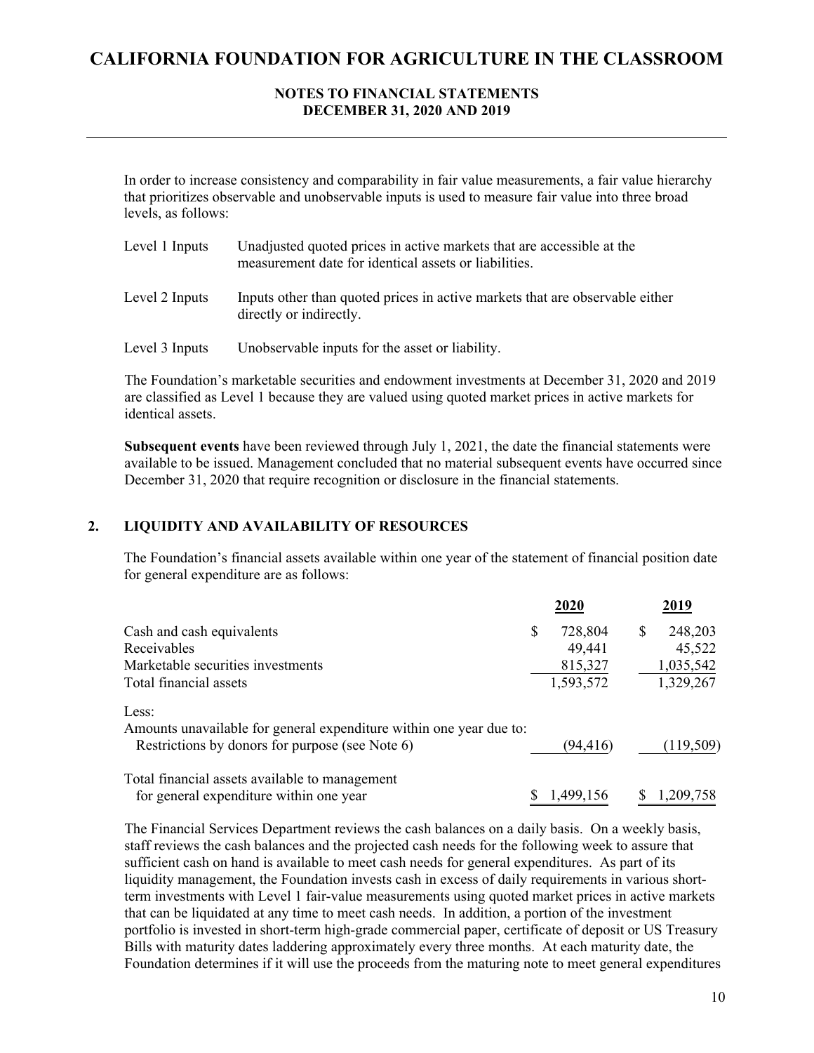In order to increase consistency and comparability in fair value measurements, a fair value hierarchy that prioritizes observable and unobservable inputs is used to measure fair value into three broad levels, as follows:

| | |
|---|---|
| Level 1 Inputs | Unadjusted quoted prices in active markets that are accessible at the measurement date for identical assets or liabilities. |
| Level 2 Inputs | Inputs other than quoted prices in active markets that are observable either directly or indirectly. |
| Level 3 Inputs | Unobservable inputs for the asset or liability. |

The Foundation's marketable securities and endowment investments at December 31, 2020 and 2019 are classified as Level 1 because they are valued using quoted market prices in active markets for identical assets.

**Subsequent events** have been reviewed through July 1, 2021, the date the financial statements were available to be issued. Management concluded that no material subsequent events have occurred since December 31, 2020 that require recognition or disclosure in the financial statements.

## 2. LIQUIDITY AND AVAILABILITY OF RESOURCES

The Foundation's financial assets available within one year of the statement of financial position date for general expenditure are as follows:

| | 2020 | 2019 |
|---|---|---|
| Cash and cash equivalents | $ 728,804 | $ 248,203 |
| Receivables | 49,441 | 45,522 |
| Marketable securities investments | 815,327 | 1,035,542 |
| Total financial assets | 1,593,572 | 1,329,267 |
| Less: | | |
| Amounts unavailable for general expenditure within one year due to: | | |
| Restrictions by donors for purpose (see Note 6) | (94,416) | (119,509) |
| Total financial assets available to management for general expenditure within one year | $ 1,499,156 | $ 1,209,758 |

The Financial Services Department reviews the cash balances on a daily basis. On a weekly basis, staff reviews the cash balances and the projected cash needs for the following week to assure that sufficient cash on hand is available to meet cash needs for general expenditures. As part of its liquidity management, the Foundation invests cash in excess of daily requirements in various short-term investments with Level 1 fair-value measurements using quoted market prices in active markets that can be liquidated at any time to meet cash needs. In addition, a portion of the investment portfolio is invested in short-term high-grade commercial paper, certificate of deposit or US Treasury Bills with maturity dates laddering approximately every three months. At each maturity date, the Foundation determines if it will use the proceeds from the maturing note to meet general expenditures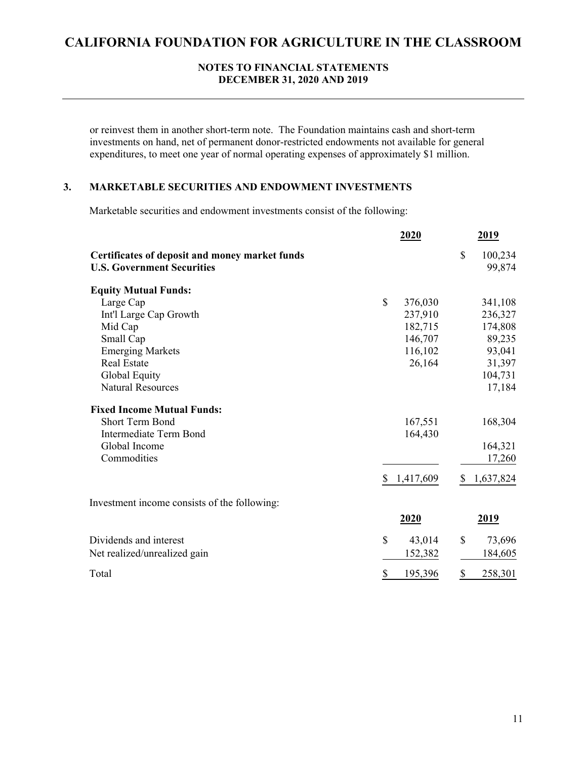or reinvest them in another short-term note. The Foundation maintains cash and short-term investments on hand, net of permanent donor-restricted endowments not available for general expenditures, to meet one year of normal operating expenses of approximately $1 million.

## 3. MARKETABLE SECURITIES AND ENDOWMENT INVESTMENTS

Marketable securities and endowment investments consist of the following:

| | 2020 | 2019 |
|---|---|---|
| **Certificates of deposit and money market funds** | | $ 100,234 |
| **U.S. Government Securities** | | 99,874 |
| **Equity Mutual Funds:** | | |
| Large Cap | $ 376,030 | 341,108 |
| Int'l Large Cap Growth | 237,910 | 236,327 |
| Mid Cap | 182,715 | 174,808 |
| Small Cap | 146,707 | 89,235 |
| Emerging Markets | 116,102 | 93,041 |
| Real Estate | 26,164 | 31,397 |
| Global Equity | | 104,731 |
| Natural Resources | | 17,184 |
| **Fixed Income Mutual Funds:** | | |
| Short Term Bond | 167,551 | 168,304 |
| Intermediate Term Bond | 164,430 | |
| Global Income | | 164,321 |
| Commodities | | 17,260 |
| | $ 1,417,609 | $ 1,637,824 |

Investment income consists of the following:

| | 2020 | 2019 |
|---|---|---|
| Dividends and interest | $ 43,014 | $ 73,696 |
| Net realized/unrealized gain | 152,382 | 184,605 |
| Total | $ 195,396 | $ 258,301 |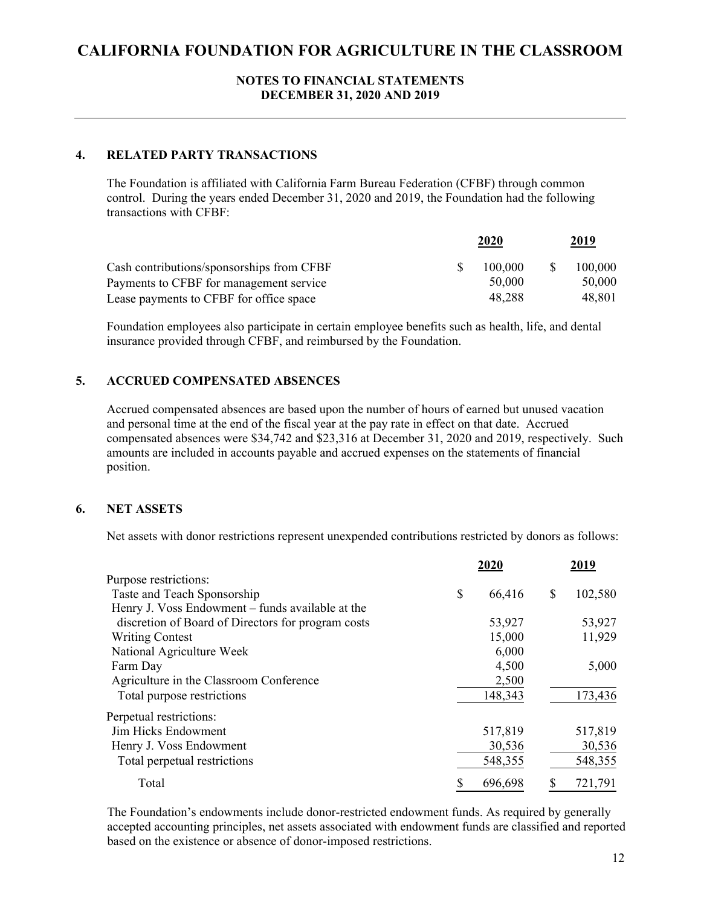# CALIFORNIA FOUNDATION FOR AGRICULTURE IN THE CLASSROOM

**NOTES TO FINANCIAL STATEMENTS**
**DECEMBER 31, 2020 AND 2019**

## 4. RELATED PARTY TRANSACTIONS

The Foundation is affiliated with California Farm Bureau Federation (CFBF) through common control. During the years ended December 31, 2020 and 2019, the Foundation had the following transactions with CFBF:

| | 2020 | 2019 |
|---|---|---|
| Cash contributions/sponsorships from CFBF | $ 100,000 | $ 100,000 |
| Payments to CFBF for management service | 50,000 | 50,000 |
| Lease payments to CFBF for office space | 48,288 | 48,801 |

Foundation employees also participate in certain employee benefits such as health, life, and dental insurance provided through CFBF, and reimbursed by the Foundation.

## 5. ACCRUED COMPENSATED ABSENCES

Accrued compensated absences are based upon the number of hours of earned but unused vacation and personal time at the end of the fiscal year at the pay rate in effect on that date. Accrued compensated absences were $34,742 and $23,316 at December 31, 2020 and 2019, respectively. Such amounts are included in accounts payable and accrued expenses on the statements of financial position.

## 6. NET ASSETS

Net assets with donor restrictions represent unexpended contributions restricted by donors as follows:

| | 2020 | 2019 |
|---|---|---|
| Purpose restrictions: | | |
| Taste and Teach Sponsorship | $ 66,416 | $ 102,580 |
| Henry J. Voss Endowment – funds available at the discretion of Board of Directors for program costs | 53,927 | 53,927 |
| Writing Contest | 15,000 | 11,929 |
| National Agriculture Week | 6,000 | |
| Farm Day | 4,500 | 5,000 |
| Agriculture in the Classroom Conference | 2,500 | |
| Total purpose restrictions | 148,343 | 173,436 |
| Perpetual restrictions: | | |
| Jim Hicks Endowment | 517,819 | 517,819 |
| Henry J. Voss Endowment | 30,536 | 30,536 |
| Total perpetual restrictions | 548,355 | 548,355 |
| Total | $ 696,698 | $ 721,791 |

The Foundation's endowments include donor-restricted endowment funds. As required by generally accepted accounting principles, net assets associated with endowment funds are classified and reported based on the existence or absence of donor-imposed restrictions.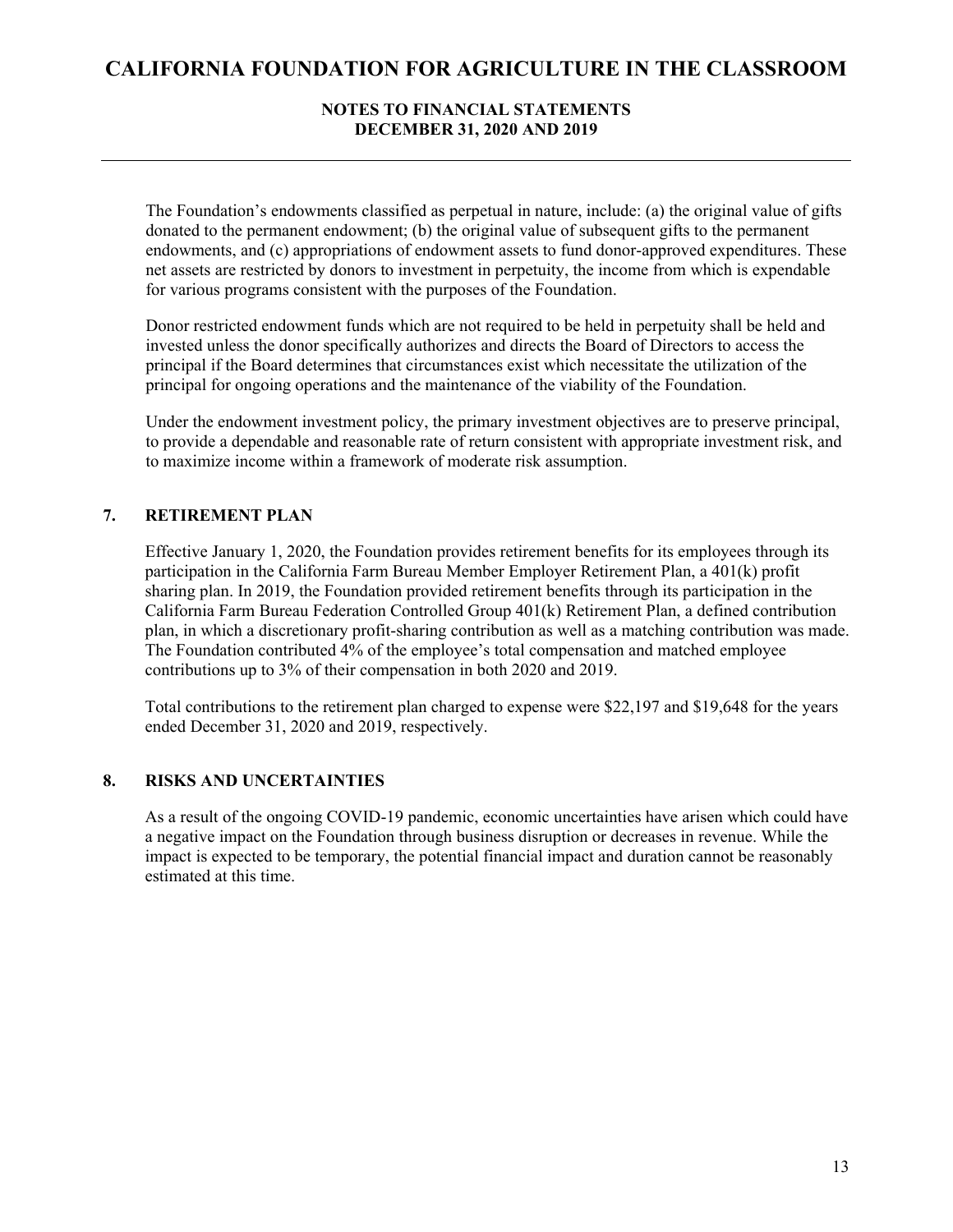The Foundation's endowments classified as perpetual in nature, include: (a) the original value of gifts donated to the permanent endowment; (b) the original value of subsequent gifts to the permanent endowments, and (c) appropriations of endowment assets to fund donor-approved expenditures. These net assets are restricted by donors to investment in perpetuity, the income from which is expendable for various programs consistent with the purposes of the Foundation.

Donor restricted endowment funds which are not required to be held in perpetuity shall be held and invested unless the donor specifically authorizes and directs the Board of Directors to access the principal if the Board determines that circumstances exist which necessitate the utilization of the principal for ongoing operations and the maintenance of the viability of the Foundation.

Under the endowment investment policy, the primary investment objectives are to preserve principal, to provide a dependable and reasonable rate of return consistent with appropriate investment risk, and to maximize income within a framework of moderate risk assumption.

## 7. RETIREMENT PLAN

Effective January 1, 2020, the Foundation provides retirement benefits for its employees through its participation in the California Farm Bureau Member Employer Retirement Plan, a 401(k) profit sharing plan. In 2019, the Foundation provided retirement benefits through its participation in the California Farm Bureau Federation Controlled Group 401(k) Retirement Plan, a defined contribution plan, in which a discretionary profit-sharing contribution as well as a matching contribution was made. The Foundation contributed 4% of the employee's total compensation and matched employee contributions up to 3% of their compensation in both 2020 and 2019.

Total contributions to the retirement plan charged to expense were $22,197 and $19,648 for the years ended December 31, 2020 and 2019, respectively.

## 8. RISKS AND UNCERTAINTIES

As a result of the ongoing COVID-19 pandemic, economic uncertainties have arisen which could have a negative impact on the Foundation through business disruption or decreases in revenue. While the impact is expected to be temporary, the potential financial impact and duration cannot be reasonably estimated at this time.